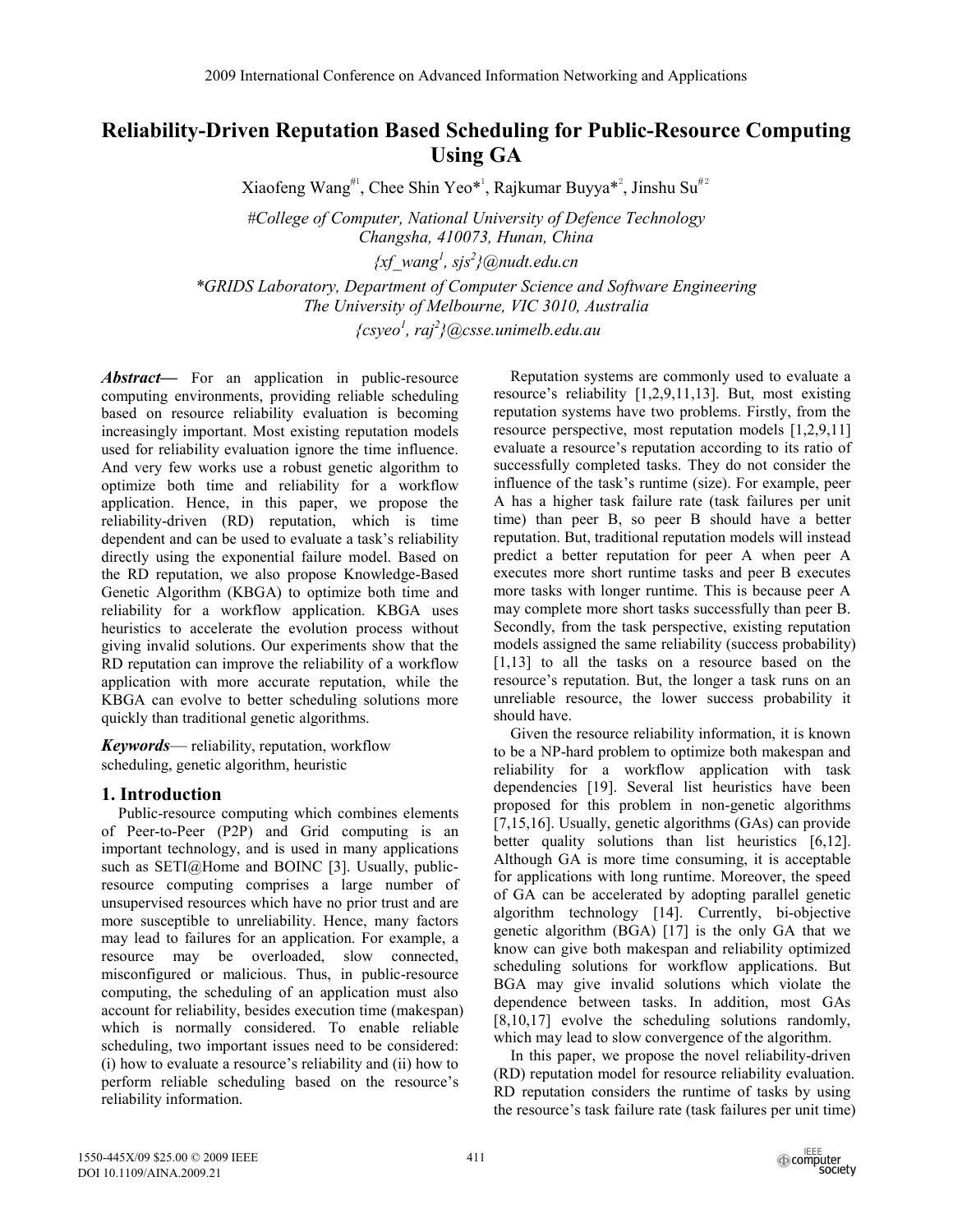# Reliability-Driven Reputation Based Scheduling for Public-Resource Computing Using GA

Xiaofeng Wang[#1], Chee Shin Yeo[*1], Rajkumar Buyya[*2], Jinshu Su[#2]

#College of Computer, National University of Defence Technology
Changsha, 410073, Hunan, China

{xf_wang[1], sjs[2]}@nudt.edu.cn

*GRIDS Laboratory, Department of Computer Science and Software Engineering
The University of Melbourne, VIC 3010, Australia

{csyeo[1], raj[2]}@csse.unimelb.edu.au

***Abstract*****—** For an application in public-resource computing environments, providing reliable scheduling based on resource reliability evaluation is becoming increasingly important. Most existing reputation models used for reliability evaluation ignore the time influence. And very few works use a robust genetic algorithm to optimize both time and reliability for a workflow application. Hence, in this paper, we propose the reliability-driven (RD) reputation, which is time dependent and can be used to evaluate a task's reliability directly using the exponential failure model. Based on the RD reputation, we also propose Knowledge-Based Genetic Algorithm (KBGA) to optimize both time and reliability for a workflow application. KBGA uses heuristics to accelerate the evolution process without giving invalid solutions. Our experiments show that the RD reputation can improve the reliability of a workflow application with more accurate reputation, while the KBGA can evolve to better scheduling solutions more quickly than traditional genetic algorithms.

***Keywords*****—** reliability, reputation, workflow scheduling, genetic algorithm, heuristic

## 1. Introduction

Public-resource computing which combines elements of Peer-to-Peer (P2P) and Grid computing is an important technology, and is used in many applications such as SETI@Home and BOINC [3]. Usually, public-resource computing comprises a large number of unsupervised resources which have no prior trust and are more susceptible to unreliability. Hence, many factors may lead to failures for an application. For example, a resource may be overloaded, slow connected, misconfigured or malicious. Thus, in public-resource computing, the scheduling of an application must also account for reliability, besides execution time (makespan) which is normally considered. To enable reliable scheduling, two important issues need to be considered: (i) how to evaluate a resource's reliability and (ii) how to perform reliable scheduling based on the resource's reliability information.

Reputation systems are commonly used to evaluate a resource's reliability [1,2,9,11,13]. But, most existing reputation systems have two problems. Firstly, from the resource perspective, most reputation models [1,2,9,11] evaluate a resource's reputation according to its ratio of successfully completed tasks. They do not consider the influence of the task's runtime (size). For example, peer A has a higher task failure rate (task failures per unit time) than peer B, so peer B should have a better reputation. But, traditional reputation models will instead predict a better reputation for peer A when peer A executes more short runtime tasks and peer B executes more tasks with longer runtime. This is because peer A may complete more short tasks successfully than peer B. Secondly, from the task perspective, existing reputation models assigned the same reliability (success probability) [1,13] to all the tasks on a resource based on the resource's reputation. But, the longer a task runs on an unreliable resource, the lower success probability it should have.

Given the resource reliability information, it is known to be a NP-hard problem to optimize both makespan and reliability for a workflow application with task dependencies [19]. Several list heuristics have been proposed for this problem in non-genetic algorithms [7,15,16]. Usually, genetic algorithms (GAs) can provide better quality solutions than list heuristics [6,12]. Although GA is more time consuming, it is acceptable for applications with long runtime. Moreover, the speed of GA can be accelerated by adopting parallel genetic algorithm technology [14]. Currently, bi-objective genetic algorithm (BGA) [17] is the only GA that we know can give both makespan and reliability optimized scheduling solutions for workflow applications. But BGA may give invalid solutions which violate the dependence between tasks. In addition, most GAs [8,10,17] evolve the scheduling solutions randomly, which may lead to slow convergence of the algorithm.

In this paper, we propose the novel reliability-driven (RD) reputation model for resource reliability evaluation. RD reputation considers the runtime of tasks by using the resource's task failure rate (task failures per unit time)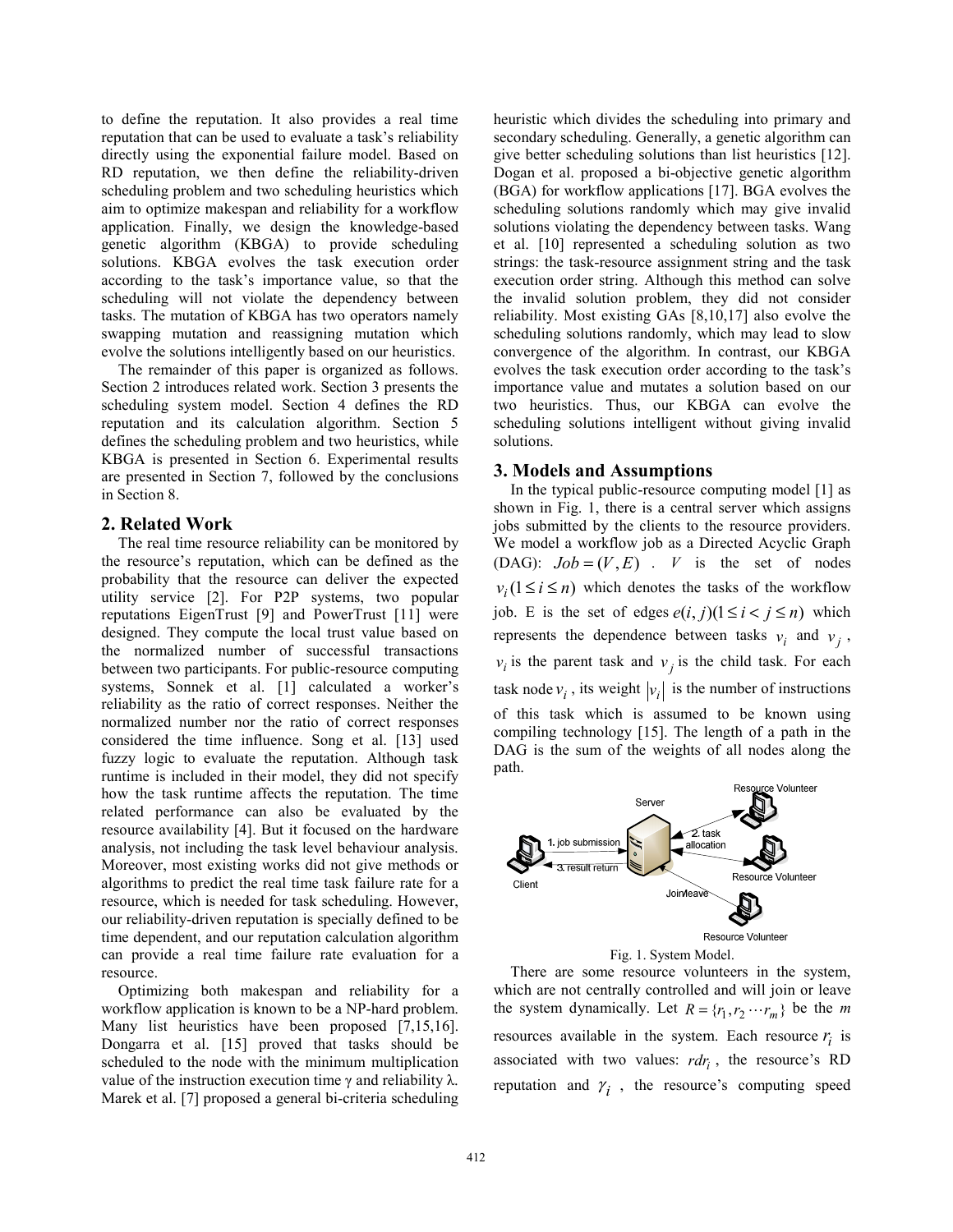to define the reputation. It also provides a real time reputation that can be used to evaluate a task's reliability directly using the exponential failure model. Based on RD reputation, we then define the reliability-driven scheduling problem and two scheduling heuristics which aim to optimize makespan and reliability for a workflow application. Finally, we design the knowledge-based genetic algorithm (KBGA) to provide scheduling solutions. KBGA evolves the task execution order according to the task's importance value, so that the scheduling will not violate the dependency between tasks. The mutation of KBGA has two operators namely swapping mutation and reassigning mutation which evolve the solutions intelligently based on our heuristics.

The remainder of this paper is organized as follows. Section 2 introduces related work. Section 3 presents the scheduling system model. Section 4 defines the RD reputation and its calculation algorithm. Section 5 defines the scheduling problem and two heuristics, while KBGA is presented in Section 6. Experimental results are presented in Section 7, followed by the conclusions in Section 8.

## 2. Related Work

The real time resource reliability can be monitored by the resource's reputation, which can be defined as the probability that the resource can deliver the expected utility service [2]. For P2P systems, two popular reputations EigenTrust [9] and PowerTrust [11] were designed. They compute the local trust value based on the normalized number of successful transactions between two participants. For public-resource computing systems, Sonnek et al. [1] calculated a worker's reliability as the ratio of correct responses. Neither the normalized number nor the ratio of correct responses considered the time influence. Song et al. [13] used fuzzy logic to evaluate the reputation. Although task runtime is included in their model, they did not specify how the task runtime affects the reputation. The time related performance can also be evaluated by the resource availability [4]. But it focused on the hardware analysis, not including the task level behaviour analysis. Moreover, most existing works did not give methods or algorithms to predict the real time task failure rate for a resource, which is needed for task scheduling. However, our reliability-driven reputation is specially defined to be time dependent, and our reputation calculation algorithm can provide a real time failure rate evaluation for a resource.

Optimizing both makespan and reliability for a workflow application is known to be a NP-hard problem. Many list heuristics have been proposed [7,15,16]. Dongarra et al. [15] proved that tasks should be scheduled to the node with the minimum multiplication value of the instruction execution time γ and reliability λ. Marek et al. [7] proposed a general bi-criteria scheduling heuristic which divides the scheduling into primary and secondary scheduling. Generally, a genetic algorithm can give better scheduling solutions than list heuristics [12]. Dogan et al. proposed a bi-objective genetic algorithm (BGA) for workflow applications [17]. BGA evolves the scheduling solutions randomly which may give invalid solutions violating the dependency between tasks. Wang et al. [10] represented a scheduling solution as two strings: the task-resource assignment string and the task execution order string. Although this method can solve the invalid solution problem, they did not consider reliability. Most existing GAs [8,10,17] also evolve the scheduling solutions randomly, which may lead to slow convergence of the algorithm. In contrast, our KBGA evolves the task execution order according to the task's importance value and mutates a solution based on our two heuristics. Thus, our KBGA can evolve the scheduling solutions intelligent without giving invalid solutions.

## 3. Models and Assumptions

In the typical public-resource computing model [1] as shown in Fig. 1, there is a central server which assigns jobs submitted by the clients to the resource providers. We model a workflow job as a Directed Acyclic Graph (DAG): $Job = (V, E)$ . $V$ is the set of nodes $v_i (1 \le i \le n)$ which denotes the tasks of the workflow job. E is the set of edges $e(i, j)(1 \le i < j \le n)$ which represents the dependence between tasks $v_i$ and $v_j$ , $v_i$ is the parent task and $v_j$ is the child task. For each task node $v_i$ , its weight $|v_i|$ is the number of instructions of this task which is assumed to be known using compiling technology [15]. The length of a path in the DAG is the sum of the weights of all nodes along the path.

Fig. 1. System Model.

There are some resource volunteers in the system, which are not centrally controlled and will join or leave the system dynamically. Let $R = \{r_1, r_2 \cdots r_m\}$ be the *m* resources available in the system. Each resource $r_i$ is associated with two values: $rdr_i$ , the resource's RD reputation and $\gamma_i$ , the resource's computing speed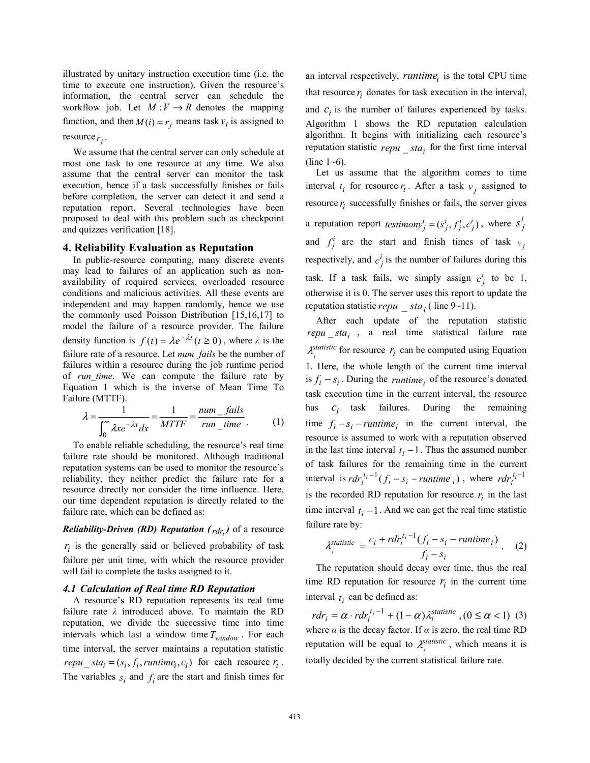illustrated by unitary instruction execution time (i.e. the time to execute one instruction). Given the resource's information, the central server can schedule the workflow job. Let $M: V \rightarrow R$ denotes the mapping function, and then $M(i) = r_j$ means task $v_i$ is assigned to resource $r_j$.

We assume that the central server can only schedule at most one task to one resource at any time. We also assume that the central server can monitor the task execution, hence if a task successfully finishes or fails before completion, the server can detect it and send a reputation report. Several technologies have been proposed to deal with this problem such as checkpoint and quizzes verification [18].

## 4. Reliability Evaluation as Reputation

In public-resource computing, many discrete events may lead to failures of an application such as non-availability of required services, overloaded resource conditions and malicious activities. All these events are independent and may happen randomly, hence we use the commonly used Poisson Distribution [15,16,17] to model the failure of a resource provider. The failure density function is $f(t) = \lambda e^{-\lambda t} (t \geq 0)$, where *λ* is the failure rate of a resource. Let *num_fails* be the number of failures within a resource during the job runtime period of *run_time*. We can compute the failure rate by Equation 1 which is the inverse of Mean Time To Failure (MTTF).

$$\lambda = \frac{1}{\int_0^\infty \lambda x e^{-\lambda x} dx} = \frac{1}{MTTF} = \frac{num\_fails}{run\_time}. \quad (1)$$

To enable reliable scheduling, the resource's real time failure rate should be monitored. Although traditional reputation systems can be used to monitor the resource's reliability, they neither predict the failure rate for a resource directly nor consider the time influence. Here, our time dependent reputation is directly related to the failure rate, which can be defined as:

***Reliability-Driven (RD) Reputation (*** $rdr_i$***)*** of a resource $r_i$ is the generally said or believed probability of task failure per unit time, with which the resource provider will fail to complete the tasks assigned to it.

### 4.1 Calculation of Real time RD Reputation

A resource's RD reputation represents its real time failure rate *λ* introduced above. To maintain the RD reputation, we divide the successive time into time intervals which last a window time $T_{window}$. For each time interval, the server maintains a reputation statistic $repu\_sta_i = (s_i, f_i, runtime_i, c_i)$ for each resource $r_i$. The variables $s_i$ and $f_i$ are the start and finish times for an interval respectively, $runtime_i$ is the total CPU time that resource $r_i$ donates for task execution in the interval, and $c_i$ is the number of failures experienced by tasks. Algorithm 1 shows the RD reputation calculation algorithm. It begins with initializing each resource's reputation statistic $repu\_sta_i$ for the first time interval (line 1~6).

Let us assume that the algorithm comes to time interval $t_i$ for resource $r_i$. After a task $v_j$ assigned to resource $r_i$ successfully finishes or fails, the server gives a reputation report $testimony_j^i = (s_j^i, f_j^i, c_j^i)$, where $s_j^i$ and $f_j^i$ are the start and finish times of task $v_j$ respectively, and $c_j^i$ is the number of failures during this task. If a task fails, we simply assign $c_j^i$ to be 1, otherwise it is 0. The server uses this report to update the reputation statistic $repu\_sta_i$ ( line 9~11).

After each update of the reputation statistic $repu\_sta_i$, a real time statistical failure rate $\lambda_i^{statistic}$ for resource $r_i$ can be computed using Equation 1. Here, the whole length of the current time interval is $f_i - s_i$. During the $runtime_i$ of the resource's donated task execution time in the current interval, the resource has $c_i$ task failures. During the remaining time $f_i - s_i - runtime_i$ in the current interval, the resource is assumed to work with a reputation observed in the last time interval $t_i - 1$. Thus the assumed number of task failures for the remaining time in the current interval is $rdr_i^{t_i - 1}(f_i - s_i - runtime_i)$, where $rdr_i^{t_i - 1}$ is the recorded RD reputation for resource $r_i$ in the last time interval $t_i - 1$. And we can get the real time statistic failure rate by:

$$\lambda_i^{statistic} = \frac{c_i + rdr_i^{t_i - 1}(f_i - s_i - runtime_i)}{f_i - s_i}. \quad (2)$$

The reputation should decay over time, thus the real time RD reputation for resource $r_i$ in the current time interval $t_i$ can be defined as:

$$rdr_i = \alpha \cdot rdr_i^{t_i - 1} + (1 - \alpha)\lambda_i^{statistic}, (0 \leq \alpha < 1) \quad (3)$$

where *α* is the decay factor. If *α* is zero, the real time RD reputation will be equal to $\lambda_i^{statistic}$, which means it is totally decided by the current statistical failure rate.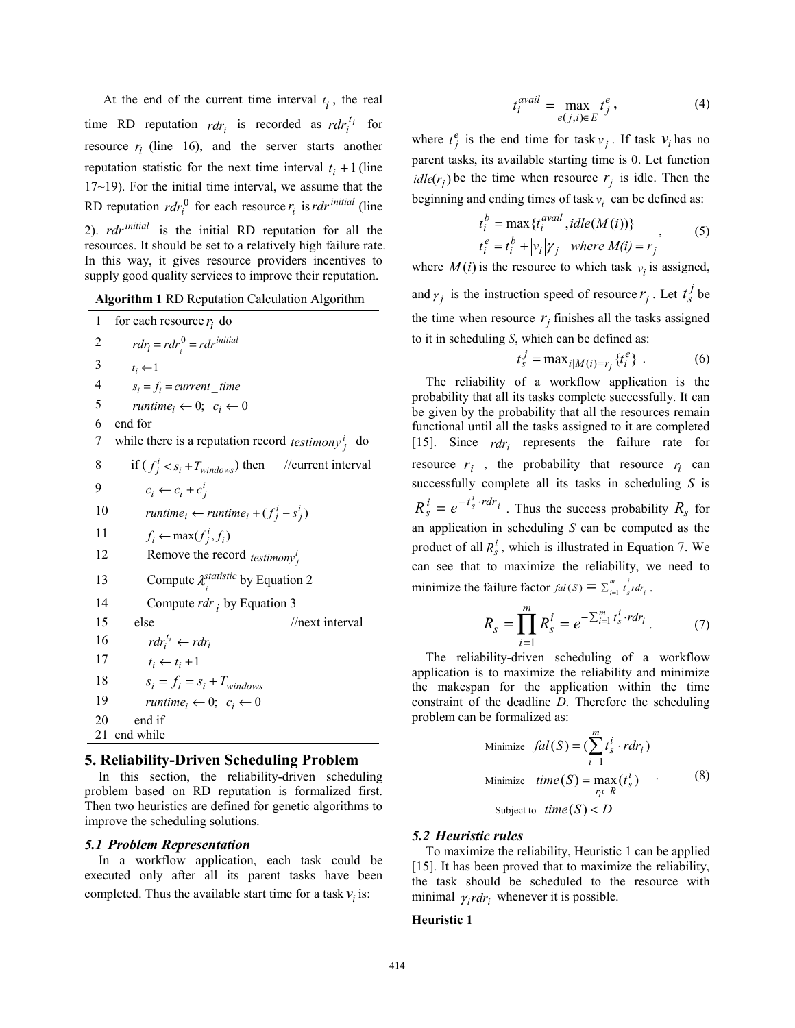At the end of the current time interval $t_i$, the real time RD reputation $rdr_i$ is recorded as $rdr_i^{t_i}$ for resource $r_i$ (line 16), and the server starts another reputation statistic for the next time interval $t_i+1$ (line 17~19). For the initial time interval, we assume that the RD reputation $rdr_i^0$ for each resource $r_i$ is $rdr^{initial}$ (line 2). $rdr^{initial}$ is the initial RD reputation for all the resources. It should be set to a relatively high failure rate. In this way, it gives resource providers incentives to supply good quality services to improve their reputation.

**Algorithm 1** RD Reputation Calculation Algorithm

```
1   for each resource r_i do
2       rdr_i = rdr_i^0 = rdr^initial
3       t_i ← 1
4       s_i = f_i = current_time
5       runtime_i ← 0;  c_i ← 0
6   end for
7   while there is a reputation record testimony_j^i do
8       if ( f_j^i < s_i + T_windows ) then      //current interval
9           c_i ← c_i + c_j^i
10          runtime_i ← runtime_i + ( f_j^i − s_j^i )
11          f_i ← max( f_j^i, f_i )
12          Remove the record testimony_j^i
13          Compute λ_i^statistic by Equation 2
14          Compute rdr_i by Equation 3
15      else                                      //next interval
16          rdr_i^{t_i} ← rdr_i
17          t_i ← t_i + 1
18          s_i = f_i = s_i + T_windows
19          runtime_i ← 0;  c_i ← 0
20      end if
21  end while
```

## 5. Reliability-Driven Scheduling Problem

In this section, the reliability-driven scheduling problem based on RD reputation is formalized first. Then two heuristics are defined for genetic algorithms to improve the scheduling solutions.

### 5.1 Problem Representation

In a workflow application, each task could be executed only after all its parent tasks have been completed. Thus the available start time for a task $v_i$ is:

$$t_i^{avail} = \max_{e(j,i)\in E} t_j^e, \tag{4}$$

where $t_j^e$ is the end time for task $v_j$. If task $v_i$ has no parent tasks, its available starting time is 0. Let function $idle(r_j)$ be the time when resource $r_j$ is idle. Then the beginning and ending times of task $v_i$ can be defined as:

$$\begin{aligned} t_i^b &= \max\{t_i^{avail}, idle(M(i))\} \\ t_i^e &= t_i^b + |v_i|\gamma_j \quad where\ M(i) = r_j \end{aligned}, \tag{5}$$

where $M(i)$ is the resource to which task $v_i$ is assigned, and $\gamma_j$ is the instruction speed of resource $r_j$. Let $t_s^j$ be the time when resource $r_j$ finishes all the tasks assigned to it in scheduling *S*, which can be defined as:

$$t_s^j = \max_{i|M(i)=r_j}\{t_i^e\}. \tag{6}$$

The reliability of a workflow application is the probability that all its tasks complete successfully. It can be given by the probability that all the resources remain functional until all the tasks assigned to it are completed [15]. Since $rdr_i$ represents the failure rate for resource $r_i$, the probability that resource $r_i$ can successfully complete all its tasks in scheduling *S* is $R_s^i = e^{-t_s^i \cdot rdr_i}$. Thus the success probability $R_s$ for an application in scheduling *S* can be computed as the product of all $R_s^i$, which is illustrated in Equation 7. We can see that to maximize the reliability, we need to minimize the failure factor $fal(S) = \sum_{i=1}^{m} t_s^i rdr_i$.

$$R_s = \prod_{i=1}^{m} R_s^i = e^{-\sum_{i=1}^{m} t_s^i \cdot rdr_i}. \tag{7}$$

The reliability-driven scheduling of a workflow application is to maximize the reliability and minimize the makespan for the application within the time constraint of the deadline *D*. Therefore the scheduling problem can be formalized as:

$$\begin{aligned} &\text{Minimize} \quad fal(S) = (\sum_{i=1}^{m} t_s^i \cdot rdr_i) \\ &\text{Minimize} \quad time(S) = \max_{r_i \in R}(t_s^i) \\ &\text{Subject to} \quad time(S) < D \end{aligned}. \tag{8}$$

### 5.2 Heuristic rules

To maximize the reliability, Heuristic 1 can be applied [15]. It has been proved that to maximize the reliability, the task should be scheduled to the resource with minimal $\gamma_i rdr_i$ whenever it is possible.

**Heuristic 1**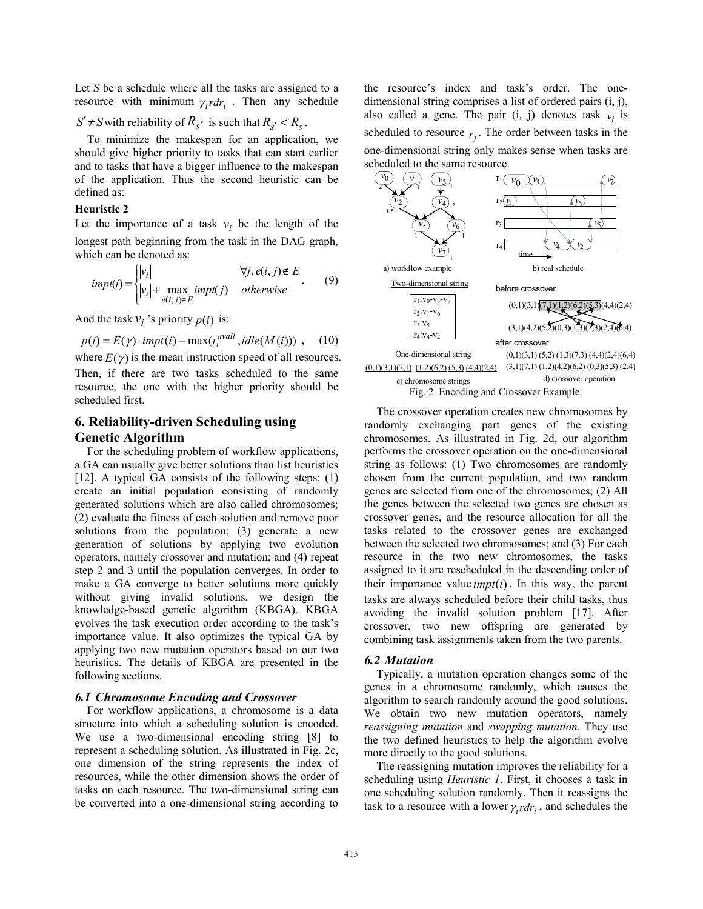Let $S$ be a schedule where all the tasks are assigned to a resource with minimum $\gamma_i rdr_i$. Then any schedule $S' \neq S$ with reliability of $R_{s'}$ is such that $R_{s'} < R_s$.

To minimize the makespan for an application, we should give higher priority to tasks that can start earlier and to tasks that have a bigger influence to the makespan of the application. Thus the second heuristic can be defined as:

**Heuristic 2**

Let the importance of a task $v_i$ be the length of the longest path beginning from the task in the DAG graph, which can be denoted as:

$$impt(i) = \begin{cases} |v_i| & \forall j, e(i,j) \notin E \\ |v_i| + \max\limits_{e(i,j)\in E} impt(j) & otherwise \end{cases} . \quad (9)$$

And the task $v_i$'s priority $p(i)$ is:

$$p(i) = E(\gamma) \cdot impt(i) - \max(t_i^{avail}, idle(M(i))) \ , \quad (10)$$

where $E(\gamma)$ is the mean instruction speed of all resources. Then, if there are two tasks scheduled to the same resource, the one with the higher priority should be scheduled first.

## 6. Reliability-driven Scheduling using Genetic Algorithm

For the scheduling problem of workflow applications, a GA can usually give better solutions than list heuristics [12]. A typical GA consists of the following steps: (1) create an initial population consisting of randomly generated solutions which are also called chromosomes; (2) evaluate the fitness of each solution and remove poor solutions from the population; (3) generate a new generation of solutions by applying two evolution operators, namely crossover and mutation; and (4) repeat step 2 and 3 until the population converges. In order to make a GA converge to better solutions more quickly without giving invalid solutions, we design the knowledge-based genetic algorithm (KBGA). KBGA evolves the task execution order according to the task's importance value. It also optimizes the typical GA by applying two new mutation operators based on our two heuristics. The details of KBGA are presented in the following sections.

### 6.1 Chromosome Encoding and Crossover

For workflow applications, a chromosome is a data structure into which a scheduling solution is encoded. We use a two-dimensional encoding string [8] to represent a scheduling solution. As illustrated in Fig. 2c, one dimension of the string represents the index of resources, while the other dimension shows the order of tasks on each resource. The two-dimensional string can be converted into a one-dimensional string according to the resource's index and task's order. The one-dimensional string comprises a list of ordered pairs (i, j), also called a gene. The pair (i, j) denotes task $v_i$ is scheduled to resource $r_j$. The order between tasks in the one-dimensional string only makes sense when tasks are scheduled to the same resource.

a) workflow example

b) real schedule

Two-dimensional string

$r_1$:$v_0$-$v_3$-$v_7$
$r_2$:$v_1$-$v_6$
$r_3$:$v_5$
$r_4$:$v_4$-$v_2$

One-dimensional string

(0,1)(3,1)(7,1) (1,2)(6,2) (5,3) (4,4)(2,4)

c) chromosome strings

before crossover

(0,1)(3,1)(7,1)(1,2)(6,2)(5,3)(4,4)(2,4)

(3,1)(4,2)(5,2)(0,3)(1,3)(7,3)(2,4)(6,4)

after crossover

(0,1)(3,1) (5,2) (1,3)(7,3) (4,4)(2,4)(6,4)

(3,1)(7,1) (1,2)(4,2)(6,2) (0,3)(5,3) (2,4)

d) crossover operation

Fig. 2. Encoding and Crossover Example.

The crossover operation creates new chromosomes by randomly exchanging part genes of the existing chromosomes. As illustrated in Fig. 2d, our algorithm performs the crossover operation on the one-dimensional string as follows: (1) Two chromosomes are randomly chosen from the current population, and two random genes are selected from one of the chromosomes; (2) All the genes between the selected two genes are chosen as crossover genes, and the resource allocation for all the tasks related to the crossover genes are exchanged between the selected two chromosomes; and (3) For each resource in the two new chromosomes, the tasks assigned to it are rescheduled in the descending order of their importance value $impt(i)$. In this way, the parent tasks are always scheduled before their child tasks, thus avoiding the invalid solution problem [17]. After crossover, two new offspring are generated by combining task assignments taken from the two parents.

### 6.2 Mutation

Typically, a mutation operation changes some of the genes in a chromosome randomly, which causes the algorithm to search randomly around the good solutions. We obtain two new mutation operators, namely *reassigning mutation* and *swapping mutation*. They use the two defined heuristics to help the algorithm evolve more directly to the good solutions.

The reassigning mutation improves the reliability for a scheduling using *Heuristic 1*. First, it chooses a task in one scheduling solution randomly. Then it reassigns the task to a resource with a lower $\gamma_i rdr_i$, and schedules the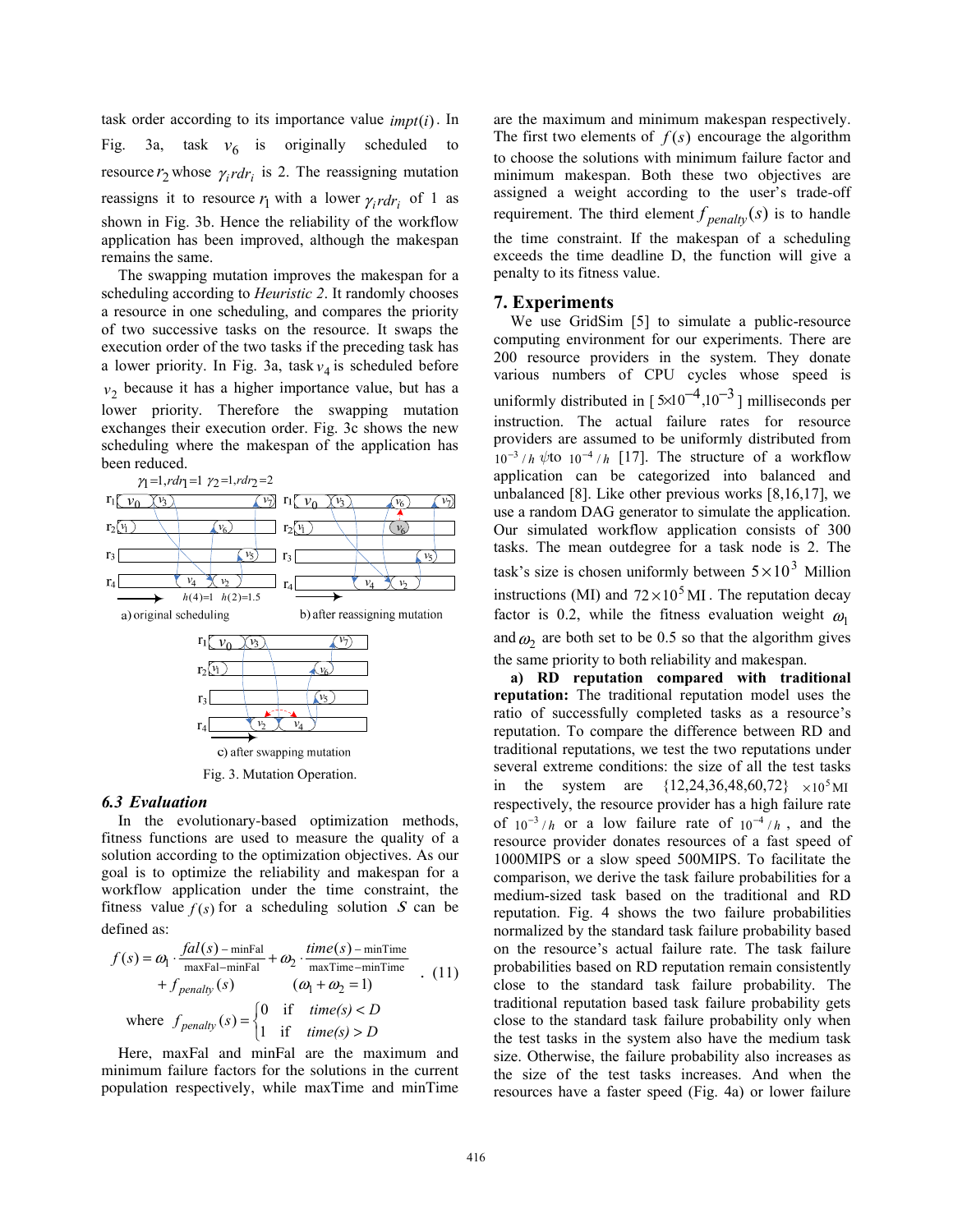task order according to its importance value $impt(i)$. In Fig. 3a, task $v_6$ is originally scheduled to resource $r_2$ whose $\gamma_i rdr_i$ is 2. The reassigning mutation reassigns it to resource $r_1$ with a lower $\gamma_i rdr_i$ of 1 as shown in Fig. 3b. Hence the reliability of the workflow application has been improved, although the makespan remains the same.

The swapping mutation improves the makespan for a scheduling according to *Heuristic 2*. It randomly chooses a resource in one scheduling, and compares the priority of two successive tasks on the resource. It swaps the execution order of the two tasks if the preceding task has a lower priority. In Fig. 3a, task $v_4$ is scheduled before $v_2$ because it has a higher importance value, but has a lower priority. Therefore the swapping mutation exchanges their execution order. Fig. 3c shows the new scheduling where the makespan of the application has been reduced.

Fig. 3. Mutation Operation.

### 6.3 Evaluation

In the evolutionary-based optimization methods, fitness functions are used to measure the quality of a solution according to the optimization objectives. As our goal is to optimize the reliability and makespan for a workflow application under the time constraint, the fitness value $f(s)$ for a scheduling solution $S$ can be defined as:

$$f(s) = \omega_1 \cdot \frac{fal(s) - \text{minFal}}{\text{maxFal} - \text{minFal}} + \omega_2 \cdot \frac{time(s) - \text{minTime}}{\text{maxTime} - \text{minTime}} + f_{penalty}(s) \quad (\omega_1 + \omega_2 = 1) \quad . \quad (11)$$

$$\text{where} \quad f_{penalty}(s) = \begin{cases} 0 & \text{if} \quad time(s) < D \\ 1 & \text{if} \quad time(s) > D \end{cases}$$

Here, maxFal and minFal are the maximum and minimum failure factors for the solutions in the current population respectively, while maxTime and minTime are the maximum and minimum makespan respectively. The first two elements of $f(s)$ encourage the algorithm to choose the solutions with minimum failure factor and minimum makespan. Both these two objectives are assigned a weight according to the user's trade-off requirement. The third element $f_{penalty}(s)$ is to handle the time constraint. If the makespan of a scheduling exceeds the time deadline D, the function will give a penalty to its fitness value.

## 7. Experiments

We use GridSim [5] to simulate a public-resource computing environment for our experiments. There are 200 resource providers in the system. They donate various numbers of CPU cycles whose speed is uniformly distributed in $[5\times10^{-4}, 10^{-3}]$ milliseconds per instruction. The actual failure rates for resource providers are assumed to be uniformly distributed from $10^{-3}/h$ to $10^{-4}/h$ [17]. The structure of a workflow application can be categorized into balanced and unbalanced [8]. Like other previous works [8,16,17], we use a random DAG generator to simulate the application. Our simulated workflow application consists of 300 tasks. The mean outdegree for a task node is 2. The task's size is chosen uniformly between $5\times10^3$ Million instructions (MI) and $72\times10^5$ MI. The reputation decay factor is 0.2, while the fitness evaluation weight $\omega_1$ and $\omega_2$ are both set to be 0.5 so that the algorithm gives the same priority to both reliability and makespan.

**a) RD reputation compared with traditional reputation:** The traditional reputation model uses the ratio of successfully completed tasks as a resource's reputation. To compare the difference between RD and traditional reputations, we test the two reputations under several extreme conditions: the size of all the test tasks in the system are $\{12,24,36,48,60,72\} \times10^5$ MI respectively, the resource provider has a high failure rate of $10^{-3}/h$ or a low failure rate of $10^{-4}/h$, and the resource provider donates resources of a fast speed of 1000MIPS or a slow speed 500MIPS. To facilitate the comparison, we derive the task failure probabilities for a medium-sized task based on the traditional and RD reputation. Fig. 4 shows the two failure probabilities normalized by the standard task failure probability based on the resource's actual failure rate. The task failure probabilities based on RD reputation remain consistently close to the standard task failure probability. The traditional reputation based task failure probability gets close to the standard task failure probability only when the test tasks in the system also have the medium task size. Otherwise, the failure probability also increases as the size of the test tasks increases. And when the resources have a faster speed (Fig. 4a) or lower failure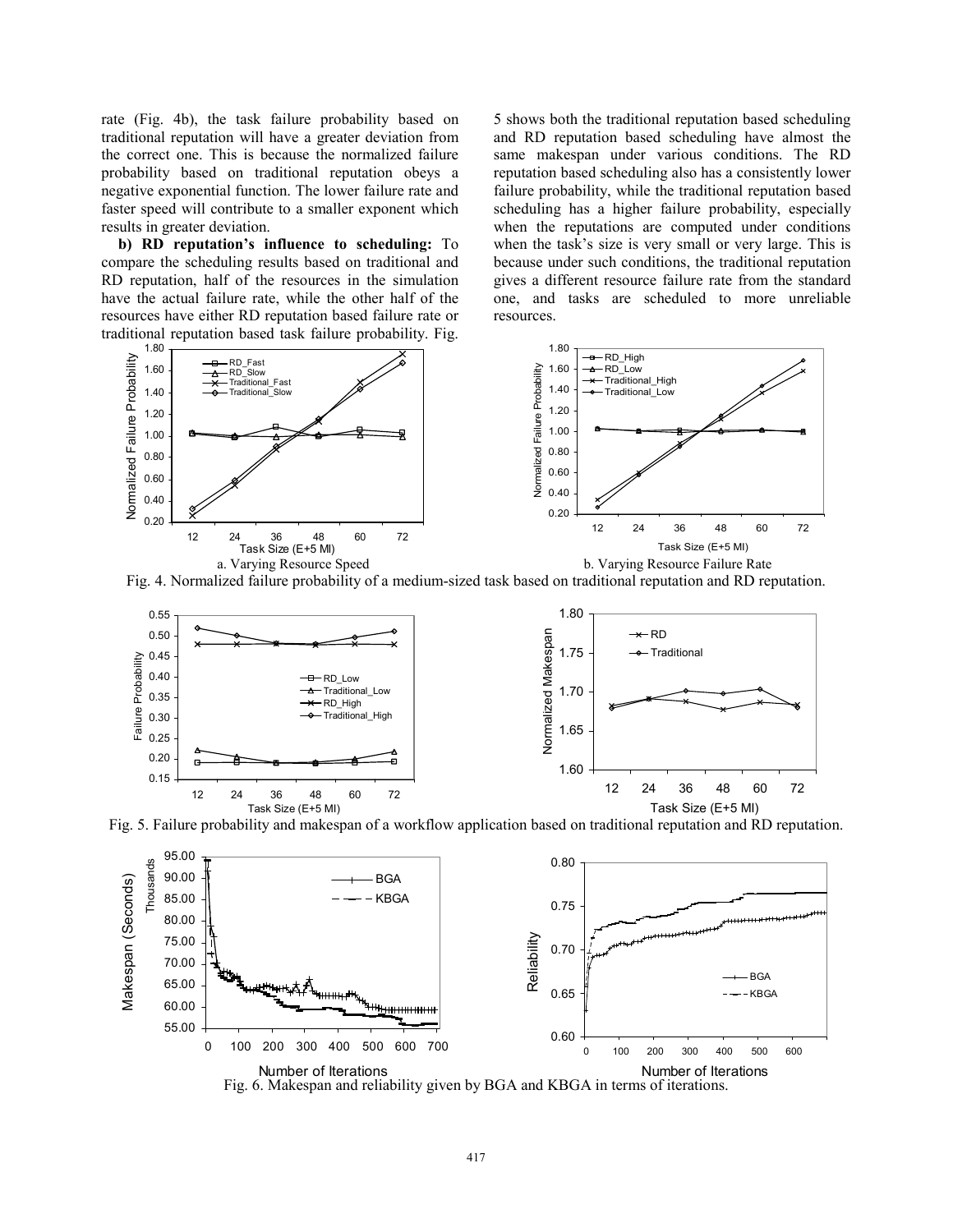rate (Fig. 4b), the task failure probability based on traditional reputation will have a greater deviation from the correct one. This is because the normalized failure probability based on traditional reputation obeys a negative exponential function. The lower failure rate and faster speed will contribute to a smaller exponent which results in greater deviation.

**b) RD reputation's influence to scheduling:** To compare the scheduling results based on traditional and RD reputation, half of the resources in the simulation have the actual failure rate, while the other half of the resources have either RD reputation based failure rate or traditional reputation based task failure probability. Fig. 5 shows both the traditional reputation based scheduling and RD reputation based scheduling have almost the same makespan under various conditions. The RD reputation based scheduling also has a consistently lower failure probability, while the traditional reputation based scheduling has a higher failure probability, especially when the reputations are computed under conditions when the task's size is very small or very large. This is because under such conditions, the traditional reputation gives a different resource failure rate from the standard one, and tasks are scheduled to more unreliable resources.

a. Varying Resource Speed

b. Varying Resource Failure Rate

Fig. 4. Normalized failure probability of a medium-sized task based on traditional reputation and RD reputation.

Fig. 5. Failure probability and makespan of a workflow application based on traditional reputation and RD reputation.

Fig. 6. Makespan and reliability given by BGA and KBGA in terms of iterations.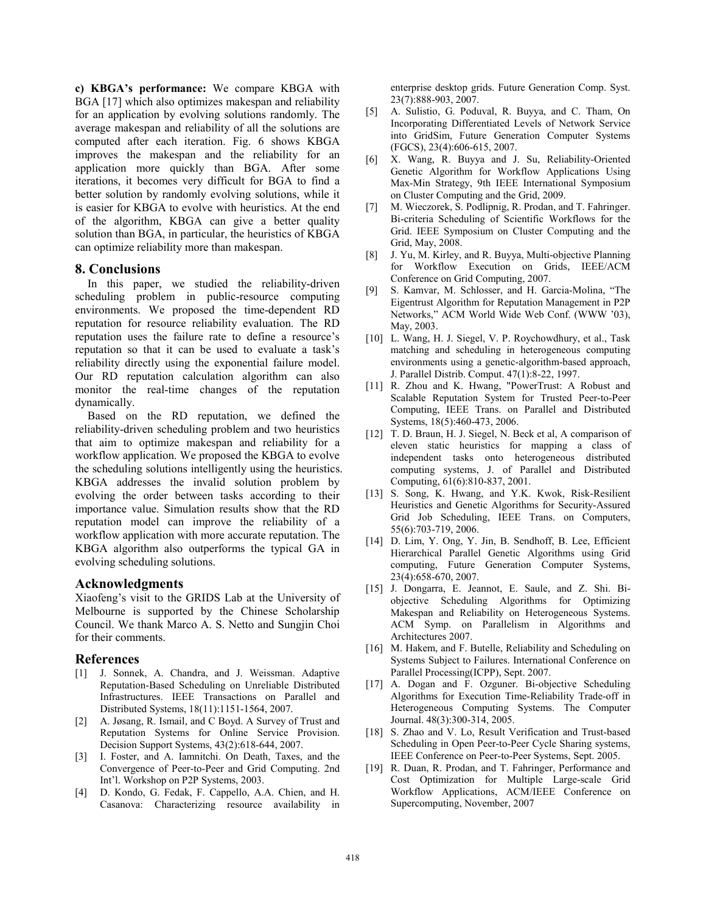**c) KBGA's performance:** We compare KBGA with BGA [17] which also optimizes makespan and reliability for an application by evolving solutions randomly. The average makespan and reliability of all the solutions are computed after each iteration. Fig. 6 shows KBGA improves the makespan and the reliability for an application more quickly than BGA. After some iterations, it becomes very difficult for BGA to find a better solution by randomly evolving solutions, while it is easier for KBGA to evolve with heuristics. At the end of the algorithm, KBGA can give a better quality solution than BGA, in particular, the heuristics of KBGA can optimize reliability more than makespan.

## 8. Conclusions

In this paper, we studied the reliability-driven scheduling problem in public-resource computing environments. We proposed the time-dependent RD reputation for resource reliability evaluation. The RD reputation uses the failure rate to define a resource's reputation so that it can be used to evaluate a task's reliability directly using the exponential failure model. Our RD reputation calculation algorithm can also monitor the real-time changes of the reputation dynamically.

Based on the RD reputation, we defined the reliability-driven scheduling problem and two heuristics that aim to optimize makespan and reliability for a workflow application. We proposed the KBGA to evolve the scheduling solutions intelligently using the heuristics. KBGA addresses the invalid solution problem by evolving the order between tasks according to their importance value. Simulation results show that the RD reputation model can improve the reliability of a workflow application with more accurate reputation. The KBGA algorithm also outperforms the typical GA in evolving scheduling solutions.

## Acknowledgments

Xiaofeng's visit to the GRIDS Lab at the University of Melbourne is supported by the Chinese Scholarship Council. We thank Marco A. S. Netto and Sungjin Choi for their comments.

## References

[1] J. Sonnek, A. Chandra, and J. Weissman. Adaptive Reputation-Based Scheduling on Unreliable Distributed Infrastructures. IEEE Transactions on Parallel and Distributed Systems, 18(11):1151-1564, 2007.

[2] A. Jøsang, R. Ismail, and C Boyd. A Survey of Trust and Reputation Systems for Online Service Provision. Decision Support Systems, 43(2):618-644, 2007.

[3] I. Foster, and A. Iamnitchi. On Death, Taxes, and the Convergence of Peer-to-Peer and Grid Computing. 2nd Int'l. Workshop on P2P Systems, 2003.

[4] D. Kondo, G. Fedak, F. Cappello, A.A. Chien, and H. Casanova: Characterizing resource availability in enterprise desktop grids. Future Generation Comp. Syst. 23(7):888-903, 2007.

[5] A. Sulistio, G. Poduval, R. Buyya, and C. Tham, On Incorporating Differentiated Levels of Network Service into GridSim, Future Generation Computer Systems (FGCS), 23(4):606-615, 2007.

[6] X. Wang, R. Buyya and J. Su, Reliability-Oriented Genetic Algorithm for Workflow Applications Using Max-Min Strategy, 9th IEEE International Symposium on Cluster Computing and the Grid, 2009.

[7] M. Wieczorek, S. Podlipnig, R. Prodan, and T. Fahringer. Bi-criteria Scheduling of Scientific Workflows for the Grid. IEEE Symposium on Cluster Computing and the Grid, May, 2008.

[8] J. Yu, M. Kirley, and R. Buyya, Multi-objective Planning for Workflow Execution on Grids, IEEE/ACM Conference on Grid Computing, 2007.

[9] S. Kamvar, M. Schlosser, and H. Garcia-Molina, "The Eigentrust Algorithm for Reputation Management in P2P Networks," ACM World Wide Web Conf. (WWW '03), May, 2003.

[10] L. Wang, H. J. Siegel, V. P. Roychowdhury, et al., Task matching and scheduling in heterogeneous computing environments using a genetic-algorithm-based approach, J. Parallel Distrib. Comput. 47(1):8-22, 1997.

[11] R. Zhou and K. Hwang, "PowerTrust: A Robust and Scalable Reputation System for Trusted Peer-to-Peer Computing, IEEE Trans. on Parallel and Distributed Systems, 18(5):460-473, 2006.

[12] T. D. Braun, H. J. Siegel, N. Beck et al, A comparison of eleven static heuristics for mapping a class of independent tasks onto heterogeneous distributed computing systems, J. of Parallel and Distributed Computing, 61(6):810-837, 2001.

[13] S. Song, K. Hwang, and Y.K. Kwok, Risk-Resilient Heuristics and Genetic Algorithms for Security-Assured Grid Job Scheduling, IEEE Trans. on Computers, 55(6):703-719, 2006.

[14] D. Lim, Y. Ong, Y. Jin, B. Sendhoff, B. Lee, Efficient Hierarchical Parallel Genetic Algorithms using Grid computing, Future Generation Computer Systems, 23(4):658-670, 2007.

[15] J. Dongarra, E. Jeannot, E. Saule, and Z. Shi. Bi-objective Scheduling Algorithms for Optimizing Makespan and Reliability on Heterogeneous Systems. ACM Symp. on Parallelism in Algorithms and Architectures 2007.

[16] M. Hakem, and F. Butelle, Reliability and Scheduling on Systems Subject to Failures. International Conference on Parallel Processing(ICPP), Sept. 2007.

[17] A. Dogan and F. Ozguner. Bi-objective Scheduling Algorithms for Execution Time-Reliability Trade-off in Heterogeneous Computing Systems. The Computer Journal. 48(3):300-314, 2005.

[18] S. Zhao and V. Lo, Result Verification and Trust-based Scheduling in Open Peer-to-Peer Cycle Sharing systems, IEEE Conference on Peer-to-Peer Systems, Sept. 2005.

[19] R. Duan, R. Prodan, and T. Fahringer, Performance and Cost Optimization for Multiple Large-scale Grid Workflow Applications, ACM/IEEE Conference on Supercomputing, November, 2007